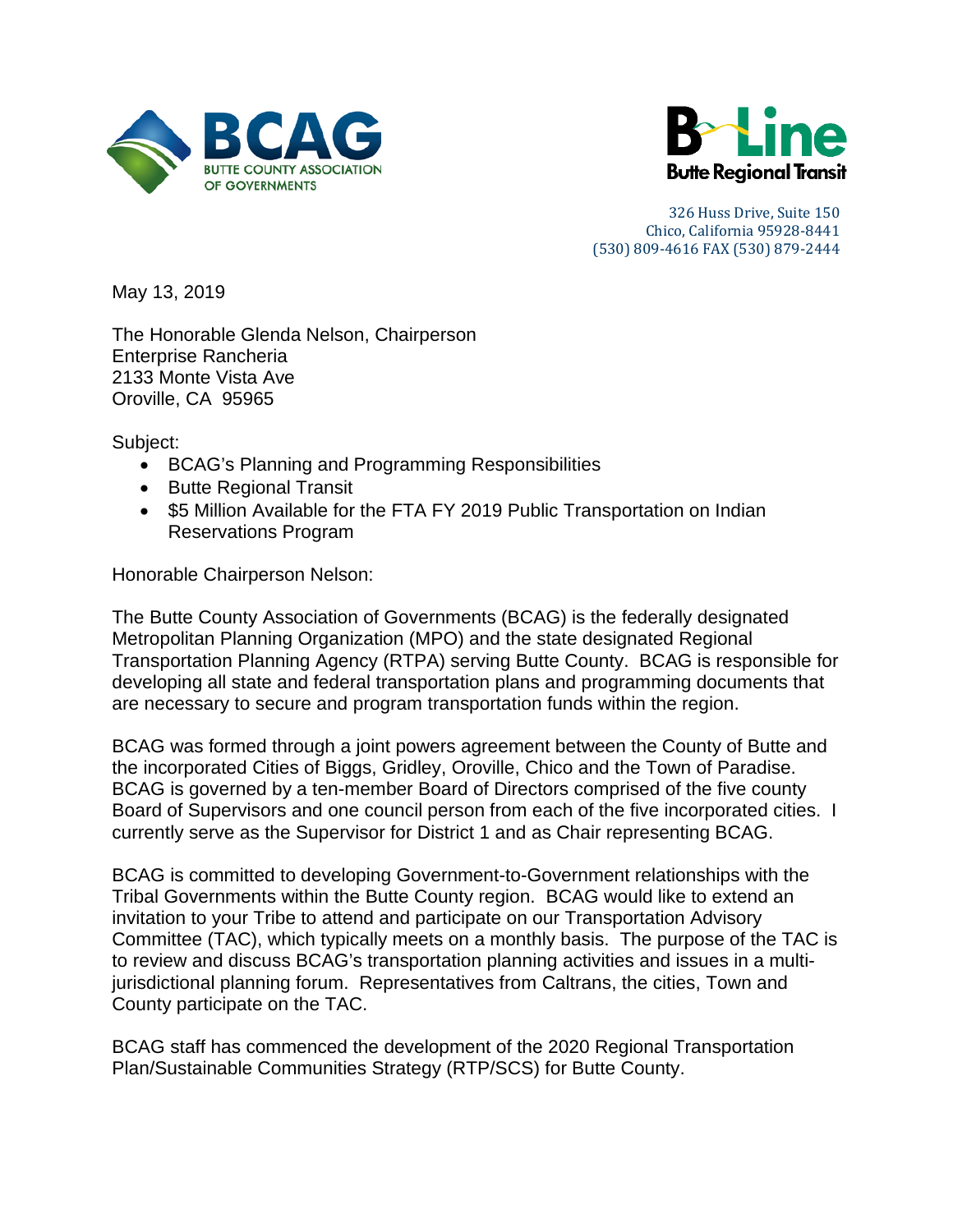BCAG
BUTTE COUNTY ASSOCIATION OF GOVERNMENTS

B-Line
Butte Regional Transit

326 Huss Drive, Suite 150
Chico, California 95928-8441
(530) 809-4616 FAX (530) 879-2444

May 13, 2019

The Honorable Glenda Nelson, Chairperson
Enterprise Rancheria
2133 Monte Vista Ave
Oroville, CA 95965

Subject:

- BCAG's Planning and Programming Responsibilities
- Butte Regional Transit
- $5 Million Available for the FTA FY 2019 Public Transportation on Indian Reservations Program

Honorable Chairperson Nelson:

The Butte County Association of Governments (BCAG) is the federally designated Metropolitan Planning Organization (MPO) and the state designated Regional Transportation Planning Agency (RTPA) serving Butte County. BCAG is responsible for developing all state and federal transportation plans and programming documents that are necessary to secure and program transportation funds within the region.

BCAG was formed through a joint powers agreement between the County of Butte and the incorporated Cities of Biggs, Gridley, Oroville, Chico and the Town of Paradise. BCAG is governed by a ten-member Board of Directors comprised of the five county Board of Supervisors and one council person from each of the five incorporated cities. I currently serve as the Supervisor for District 1 and as Chair representing BCAG.

BCAG is committed to developing Government-to-Government relationships with the Tribal Governments within the Butte County region. BCAG would like to extend an invitation to your Tribe to attend and participate on our Transportation Advisory Committee (TAC), which typically meets on a monthly basis. The purpose of the TAC is to review and discuss BCAG's transportation planning activities and issues in a multi-jurisdictional planning forum. Representatives from Caltrans, the cities, Town and County participate on the TAC.

BCAG staff has commenced the development of the 2020 Regional Transportation Plan/Sustainable Communities Strategy (RTP/SCS) for Butte County.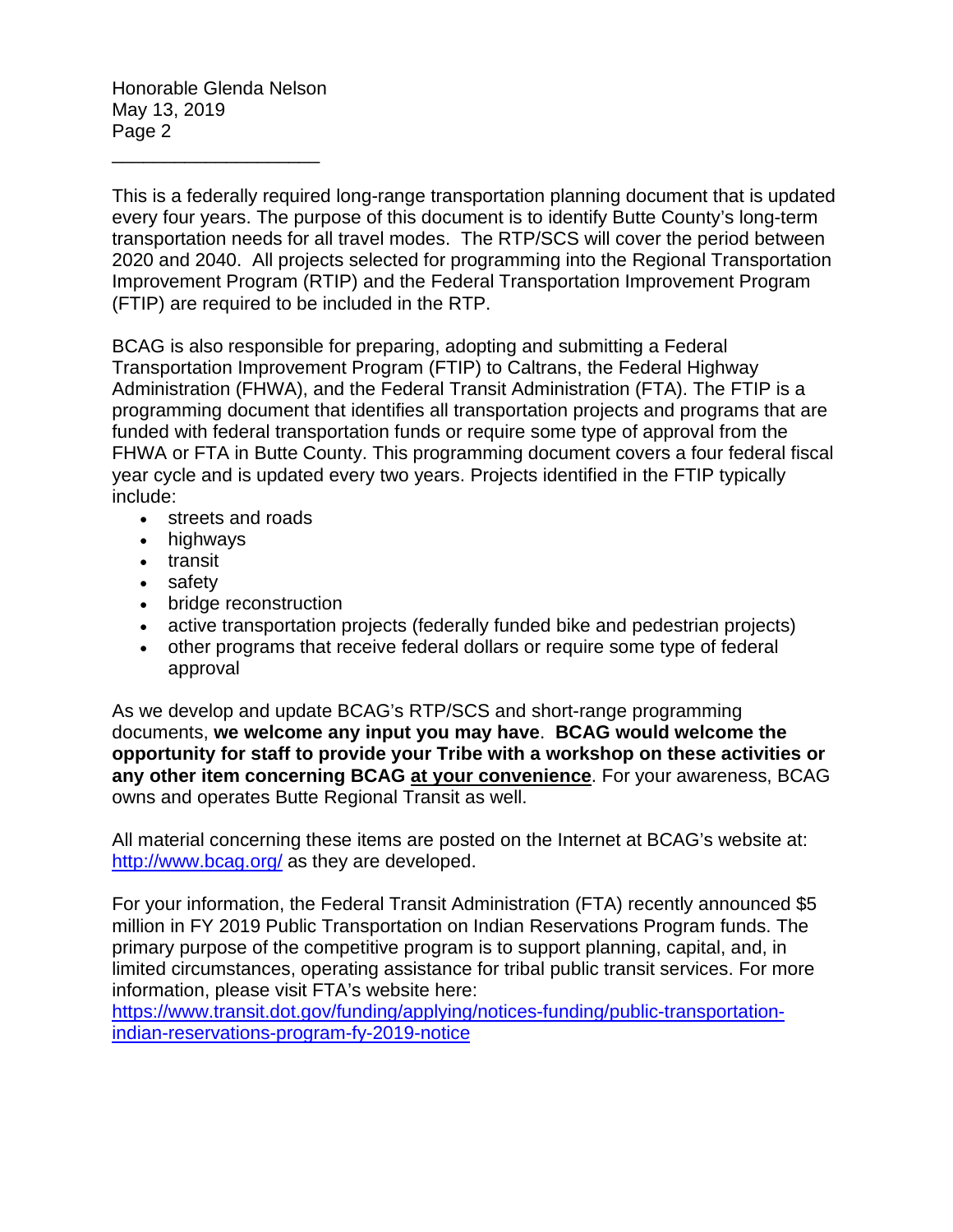This is a federally required long-range transportation planning document that is updated every four years. The purpose of this document is to identify Butte County's long-term transportation needs for all travel modes. The RTP/SCS will cover the period between 2020 and 2040. All projects selected for programming into the Regional Transportation Improvement Program (RTIP) and the Federal Transportation Improvement Program (FTIP) are required to be included in the RTP.

BCAG is also responsible for preparing, adopting and submitting a Federal Transportation Improvement Program (FTIP) to Caltrans, the Federal Highway Administration (FHWA), and the Federal Transit Administration (FTA). The FTIP is a programming document that identifies all transportation projects and programs that are funded with federal transportation funds or require some type of approval from the FHWA or FTA in Butte County. This programming document covers a four federal fiscal year cycle and is updated every two years. Projects identified in the FTIP typically include:

- streets and roads
- highways
- transit
- safety
- bridge reconstruction
- active transportation projects (federally funded bike and pedestrian projects)
- other programs that receive federal dollars or require some type of federal approval

As we develop and update BCAG's RTP/SCS and short-range programming documents, **we welcome any input you may have**. **BCAG would welcome the opportunity for staff to provide your Tribe with a workshop on these activities or any other item concerning BCAG <u>at your convenience</u>**. For your awareness, BCAG owns and operates Butte Regional Transit as well.

All material concerning these items are posted on the Internet at BCAG's website at: http://www.bcag.org/ as they are developed.

For your information, the Federal Transit Administration (FTA) recently announced $5 million in FY 2019 Public Transportation on Indian Reservations Program funds. The primary purpose of the competitive program is to support planning, capital, and, in limited circumstances, operating assistance for tribal public transit services. For more information, please visit FTA's website here:
https://www.transit.dot.gov/funding/applying/notices-funding/public-transportation-indian-reservations-program-fy-2019-notice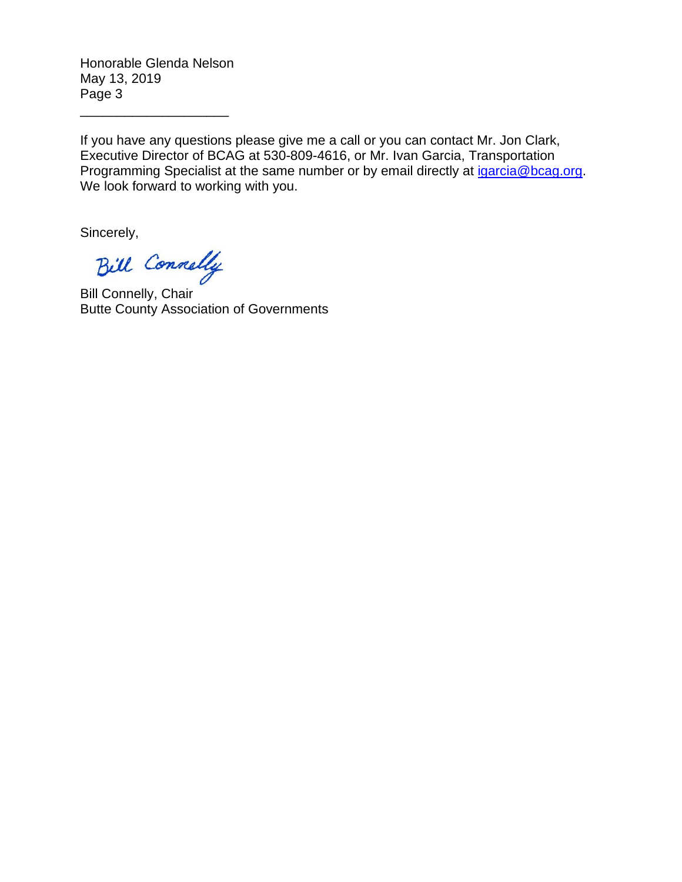If you have any questions please give me a call or you can contact Mr. Jon Clark, Executive Director of BCAG at 530-809-4616, or Mr. Ivan Garcia, Transportation Programming Specialist at the same number or by email directly at [igarcia@bcag.org](mailto:igarcia@bcag.org). We look forward to working with you.

Sincerely,

Bill Connelly

Bill Connelly, Chair
Butte County Association of Governments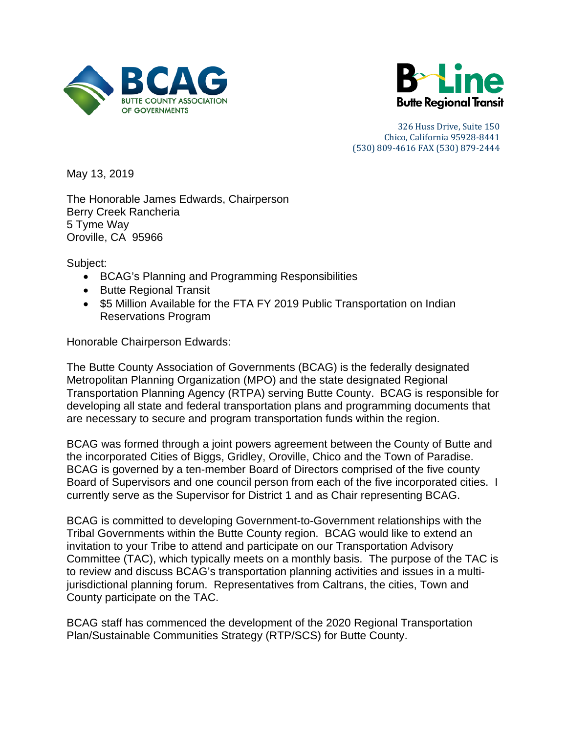BCAG BUTTE COUNTY ASSOCIATION OF GOVERNMENTS

B-Line Butte Regional Transit

326 Huss Drive, Suite 150
Chico, California 95928-8441
(530) 809-4616 FAX (530) 879-2444

May 13, 2019

The Honorable James Edwards, Chairperson
Berry Creek Rancheria
5 Tyme Way
Oroville, CA 95966

Subject:

- BCAG's Planning and Programming Responsibilities
- Butte Regional Transit
- $5 Million Available for the FTA FY 2019 Public Transportation on Indian Reservations Program

Honorable Chairperson Edwards:

The Butte County Association of Governments (BCAG) is the federally designated Metropolitan Planning Organization (MPO) and the state designated Regional Transportation Planning Agency (RTPA) serving Butte County. BCAG is responsible for developing all state and federal transportation plans and programming documents that are necessary to secure and program transportation funds within the region.

BCAG was formed through a joint powers agreement between the County of Butte and the incorporated Cities of Biggs, Gridley, Oroville, Chico and the Town of Paradise. BCAG is governed by a ten-member Board of Directors comprised of the five county Board of Supervisors and one council person from each of the five incorporated cities. I currently serve as the Supervisor for District 1 and as Chair representing BCAG.

BCAG is committed to developing Government-to-Government relationships with the Tribal Governments within the Butte County region. BCAG would like to extend an invitation to your Tribe to attend and participate on our Transportation Advisory Committee (TAC), which typically meets on a monthly basis. The purpose of the TAC is to review and discuss BCAG's transportation planning activities and issues in a multi-jurisdictional planning forum. Representatives from Caltrans, the cities, Town and County participate on the TAC.

BCAG staff has commenced the development of the 2020 Regional Transportation Plan/Sustainable Communities Strategy (RTP/SCS) for Butte County.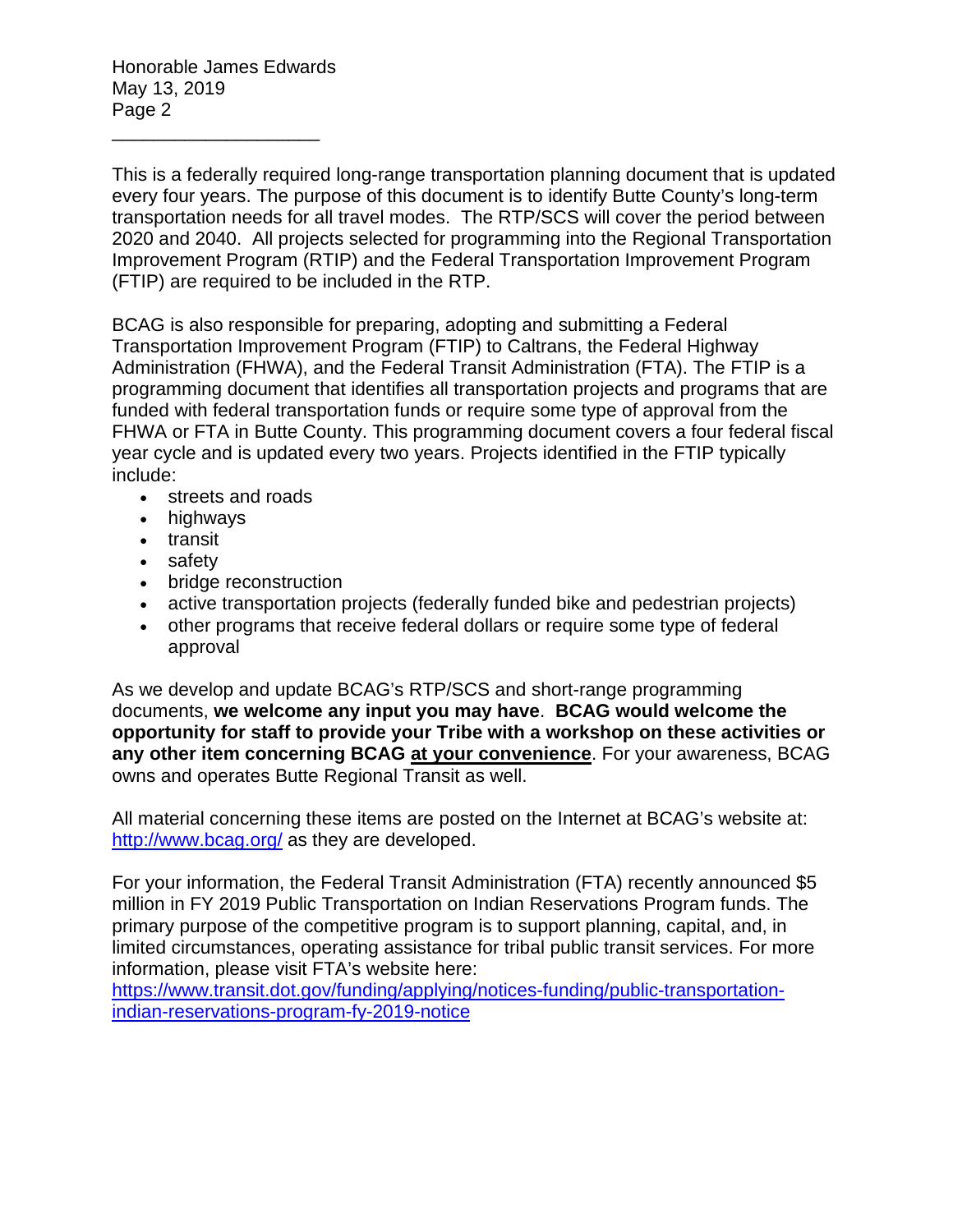This is a federally required long-range transportation planning document that is updated every four years. The purpose of this document is to identify Butte County's long-term transportation needs for all travel modes. The RTP/SCS will cover the period between 2020 and 2040. All projects selected for programming into the Regional Transportation Improvement Program (RTIP) and the Federal Transportation Improvement Program (FTIP) are required to be included in the RTP.

BCAG is also responsible for preparing, adopting and submitting a Federal Transportation Improvement Program (FTIP) to Caltrans, the Federal Highway Administration (FHWA), and the Federal Transit Administration (FTA). The FTIP is a programming document that identifies all transportation projects and programs that are funded with federal transportation funds or require some type of approval from the FHWA or FTA in Butte County. This programming document covers a four federal fiscal year cycle and is updated every two years. Projects identified in the FTIP typically include:

- streets and roads
- highways
- transit
- safety
- bridge reconstruction
- active transportation projects (federally funded bike and pedestrian projects)
- other programs that receive federal dollars or require some type of federal approval

As we develop and update BCAG's RTP/SCS and short-range programming documents, **we welcome any input you may have**. **BCAG would welcome the opportunity for staff to provide your Tribe with a workshop on these activities or any other item concerning BCAG <u>at your convenience</u>**. For your awareness, BCAG owns and operates Butte Regional Transit as well.

All material concerning these items are posted on the Internet at BCAG's website at: [http://www.bcag.org/](http://www.bcag.org/) as they are developed.

For your information, the Federal Transit Administration (FTA) recently announced $5 million in FY 2019 Public Transportation on Indian Reservations Program funds. The primary purpose of the competitive program is to support planning, capital, and, in limited circumstances, operating assistance for tribal public transit services. For more information, please visit FTA's website here: [https://www.transit.dot.gov/funding/applying/notices-funding/public-transportation-indian-reservations-program-fy-2019-notice](https://www.transit.dot.gov/funding/applying/notices-funding/public-transportation-indian-reservations-program-fy-2019-notice)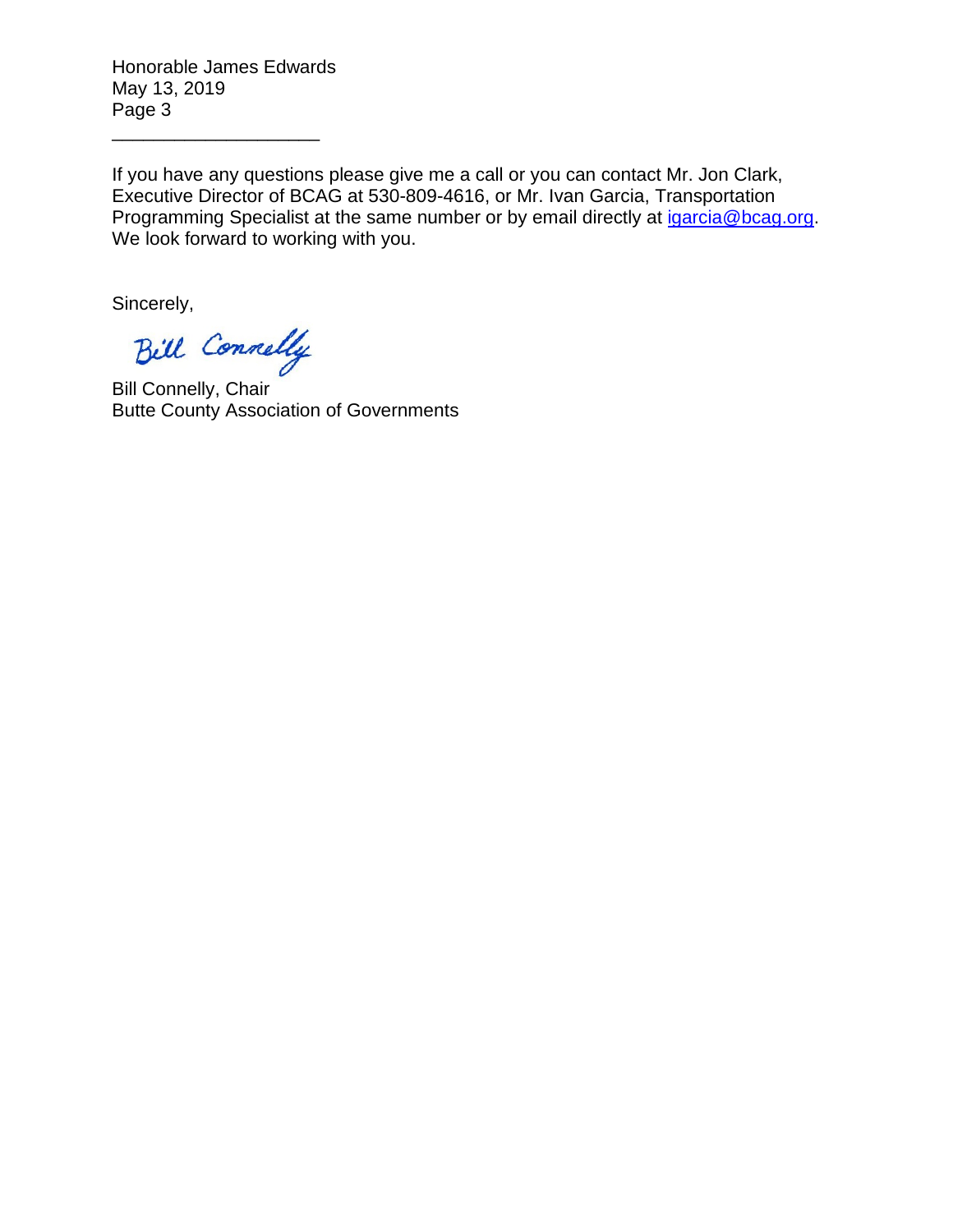If you have any questions please give me a call or you can contact Mr. Jon Clark, Executive Director of BCAG at 530-809-4616, or Mr. Ivan Garcia, Transportation Programming Specialist at the same number or by email directly at [igarcia@bcag.org](mailto:igarcia@bcag.org). We look forward to working with you.

Sincerely,

Bill Connelly

Bill Connelly, Chair
Butte County Association of Governments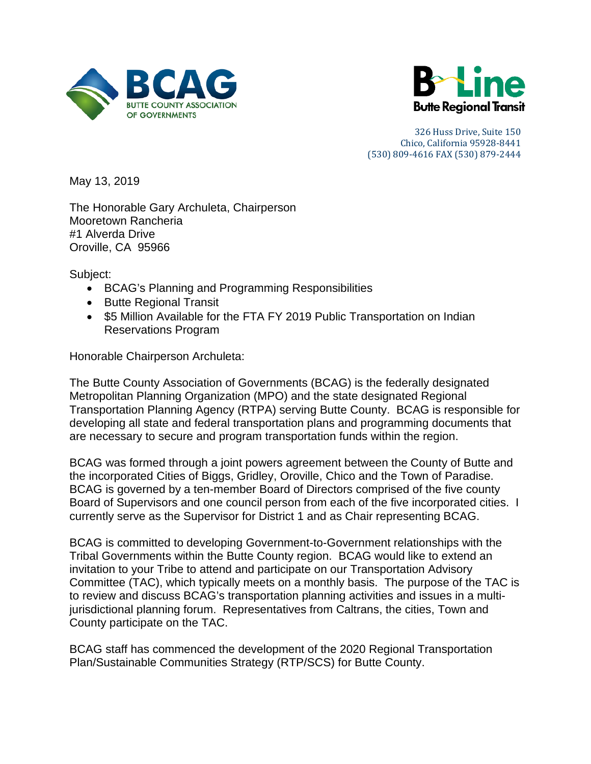BCAG
BUTTE COUNTY ASSOCIATION OF GOVERNMENTS

B-Line
Butte Regional Transit

326 Huss Drive, Suite 150
Chico, California 95928-8441
(530) 809-4616 FAX (530) 879-2444

May 13, 2019

The Honorable Gary Archuleta, Chairperson
Mooretown Rancheria
#1 Alverda Drive
Oroville, CA 95966

Subject:

- BCAG's Planning and Programming Responsibilities
- Butte Regional Transit
- $5 Million Available for the FTA FY 2019 Public Transportation on Indian Reservations Program

Honorable Chairperson Archuleta:

The Butte County Association of Governments (BCAG) is the federally designated Metropolitan Planning Organization (MPO) and the state designated Regional Transportation Planning Agency (RTPA) serving Butte County. BCAG is responsible for developing all state and federal transportation plans and programming documents that are necessary to secure and program transportation funds within the region.

BCAG was formed through a joint powers agreement between the County of Butte and the incorporated Cities of Biggs, Gridley, Oroville, Chico and the Town of Paradise. BCAG is governed by a ten-member Board of Directors comprised of the five county Board of Supervisors and one council person from each of the five incorporated cities. I currently serve as the Supervisor for District 1 and as Chair representing BCAG.

BCAG is committed to developing Government-to-Government relationships with the Tribal Governments within the Butte County region. BCAG would like to extend an invitation to your Tribe to attend and participate on our Transportation Advisory Committee (TAC), which typically meets on a monthly basis. The purpose of the TAC is to review and discuss BCAG's transportation planning activities and issues in a multi-jurisdictional planning forum. Representatives from Caltrans, the cities, Town and County participate on the TAC.

BCAG staff has commenced the development of the 2020 Regional Transportation Plan/Sustainable Communities Strategy (RTP/SCS) for Butte County.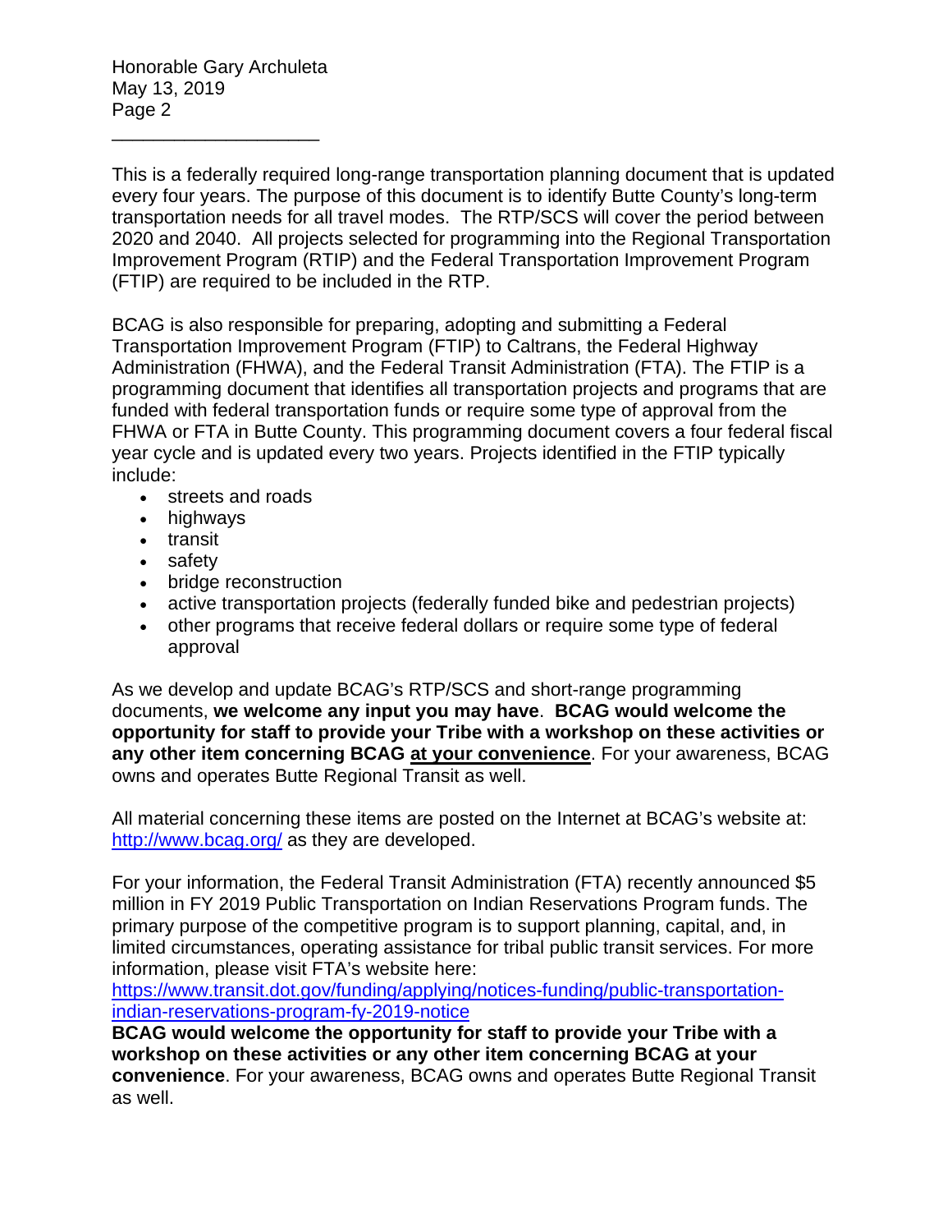This is a federally required long-range transportation planning document that is updated every four years. The purpose of this document is to identify Butte County's long-term transportation needs for all travel modes. The RTP/SCS will cover the period between 2020 and 2040. All projects selected for programming into the Regional Transportation Improvement Program (RTIP) and the Federal Transportation Improvement Program (FTIP) are required to be included in the RTP.

BCAG is also responsible for preparing, adopting and submitting a Federal Transportation Improvement Program (FTIP) to Caltrans, the Federal Highway Administration (FHWA), and the Federal Transit Administration (FTA). The FTIP is a programming document that identifies all transportation projects and programs that are funded with federal transportation funds or require some type of approval from the FHWA or FTA in Butte County. This programming document covers a four federal fiscal year cycle and is updated every two years. Projects identified in the FTIP typically include:

- streets and roads
- highways
- transit
- safety
- bridge reconstruction
- active transportation projects (federally funded bike and pedestrian projects)
- other programs that receive federal dollars or require some type of federal approval

As we develop and update BCAG's RTP/SCS and short-range programming documents, **we welcome any input you may have**. **BCAG would welcome the opportunity for staff to provide your Tribe with a workshop on these activities or any other item concerning BCAG <u>at your convenience</u>**. For your awareness, BCAG owns and operates Butte Regional Transit as well.

All material concerning these items are posted on the Internet at BCAG's website at: http://www.bcag.org/ as they are developed.

For your information, the Federal Transit Administration (FTA) recently announced $5 million in FY 2019 Public Transportation on Indian Reservations Program funds. The primary purpose of the competitive program is to support planning, capital, and, in limited circumstances, operating assistance for tribal public transit services. For more information, please visit FTA's website here: https://www.transit.dot.gov/funding/applying/notices-funding/public-transportation-indian-reservations-program-fy-2019-notice

**BCAG would welcome the opportunity for staff to provide your Tribe with a workshop on these activities or any other item concerning BCAG at your convenience**. For your awareness, BCAG owns and operates Butte Regional Transit as well.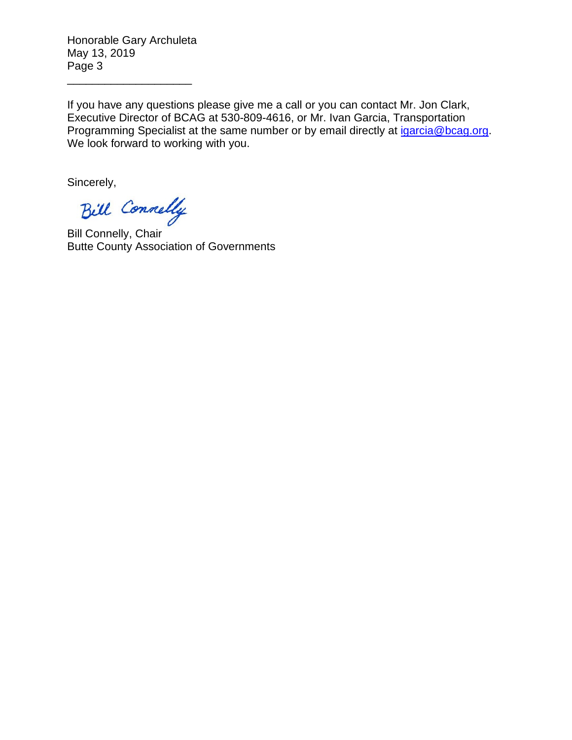If you have any questions please give me a call or you can contact Mr. Jon Clark, Executive Director of BCAG at 530-809-4616, or Mr. Ivan Garcia, Transportation Programming Specialist at the same number or by email directly at igarcia@bcag.org. We look forward to working with you.

Sincerely,

Bill Connelly

Bill Connelly, Chair
Butte County Association of Governments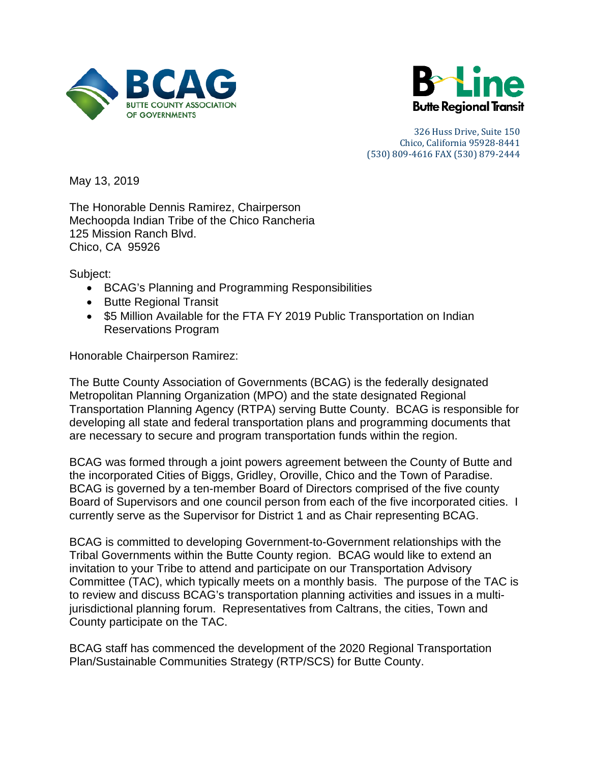BCAG
BUTTE COUNTY ASSOCIATION OF GOVERNMENTS

B-Line
Butte Regional Transit

326 Huss Drive, Suite 150
Chico, California 95928-8441
(530) 809-4616 FAX (530) 879-2444

May 13, 2019

The Honorable Dennis Ramirez, Chairperson
Mechoopda Indian Tribe of the Chico Rancheria
125 Mission Ranch Blvd.
Chico, CA 95926

Subject:

- BCAG's Planning and Programming Responsibilities
- Butte Regional Transit
- $5 Million Available for the FTA FY 2019 Public Transportation on Indian Reservations Program

Honorable Chairperson Ramirez:

The Butte County Association of Governments (BCAG) is the federally designated Metropolitan Planning Organization (MPO) and the state designated Regional Transportation Planning Agency (RTPA) serving Butte County. BCAG is responsible for developing all state and federal transportation plans and programming documents that are necessary to secure and program transportation funds within the region.

BCAG was formed through a joint powers agreement between the County of Butte and the incorporated Cities of Biggs, Gridley, Oroville, Chico and the Town of Paradise. BCAG is governed by a ten-member Board of Directors comprised of the five county Board of Supervisors and one council person from each of the five incorporated cities. I currently serve as the Supervisor for District 1 and as Chair representing BCAG.

BCAG is committed to developing Government-to-Government relationships with the Tribal Governments within the Butte County region. BCAG would like to extend an invitation to your Tribe to attend and participate on our Transportation Advisory Committee (TAC), which typically meets on a monthly basis. The purpose of the TAC is to review and discuss BCAG's transportation planning activities and issues in a multi-jurisdictional planning forum. Representatives from Caltrans, the cities, Town and County participate on the TAC.

BCAG staff has commenced the development of the 2020 Regional Transportation Plan/Sustainable Communities Strategy (RTP/SCS) for Butte County.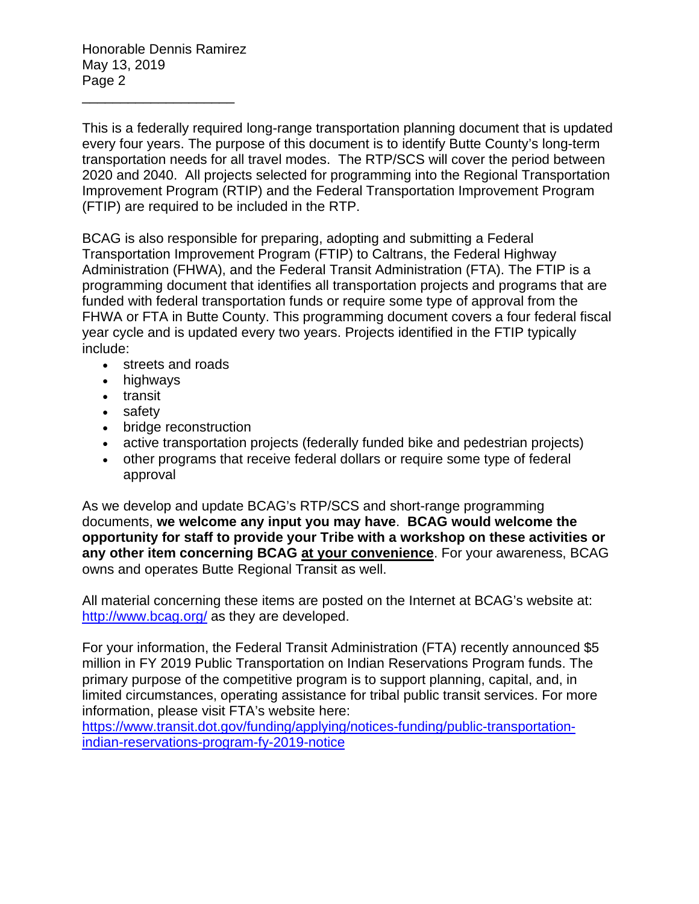This is a federally required long-range transportation planning document that is updated every four years. The purpose of this document is to identify Butte County's long-term transportation needs for all travel modes. The RTP/SCS will cover the period between 2020 and 2040. All projects selected for programming into the Regional Transportation Improvement Program (RTIP) and the Federal Transportation Improvement Program (FTIP) are required to be included in the RTP.

BCAG is also responsible for preparing, adopting and submitting a Federal Transportation Improvement Program (FTIP) to Caltrans, the Federal Highway Administration (FHWA), and the Federal Transit Administration (FTA). The FTIP is a programming document that identifies all transportation projects and programs that are funded with federal transportation funds or require some type of approval from the FHWA or FTA in Butte County. This programming document covers a four federal fiscal year cycle and is updated every two years. Projects identified in the FTIP typically include:

- streets and roads
- highways
- transit
- safety
- bridge reconstruction
- active transportation projects (federally funded bike and pedestrian projects)
- other programs that receive federal dollars or require some type of federal approval

As we develop and update BCAG's RTP/SCS and short-range programming documents, **we welcome any input you may have**. **BCAG would welcome the opportunity for staff to provide your Tribe with a workshop on these activities or any other item concerning BCAG <u>at your convenience</u>**. For your awareness, BCAG owns and operates Butte Regional Transit as well.

All material concerning these items are posted on the Internet at BCAG's website at: [http://www.bcag.org/](http://www.bcag.org/) as they are developed.

For your information, the Federal Transit Administration (FTA) recently announced $5 million in FY 2019 Public Transportation on Indian Reservations Program funds. The primary purpose of the competitive program is to support planning, capital, and, in limited circumstances, operating assistance for tribal public transit services. For more information, please visit FTA's website here: [https://www.transit.dot.gov/funding/applying/notices-funding/public-transportation-indian-reservations-program-fy-2019-notice](https://www.transit.dot.gov/funding/applying/notices-funding/public-transportation-indian-reservations-program-fy-2019-notice)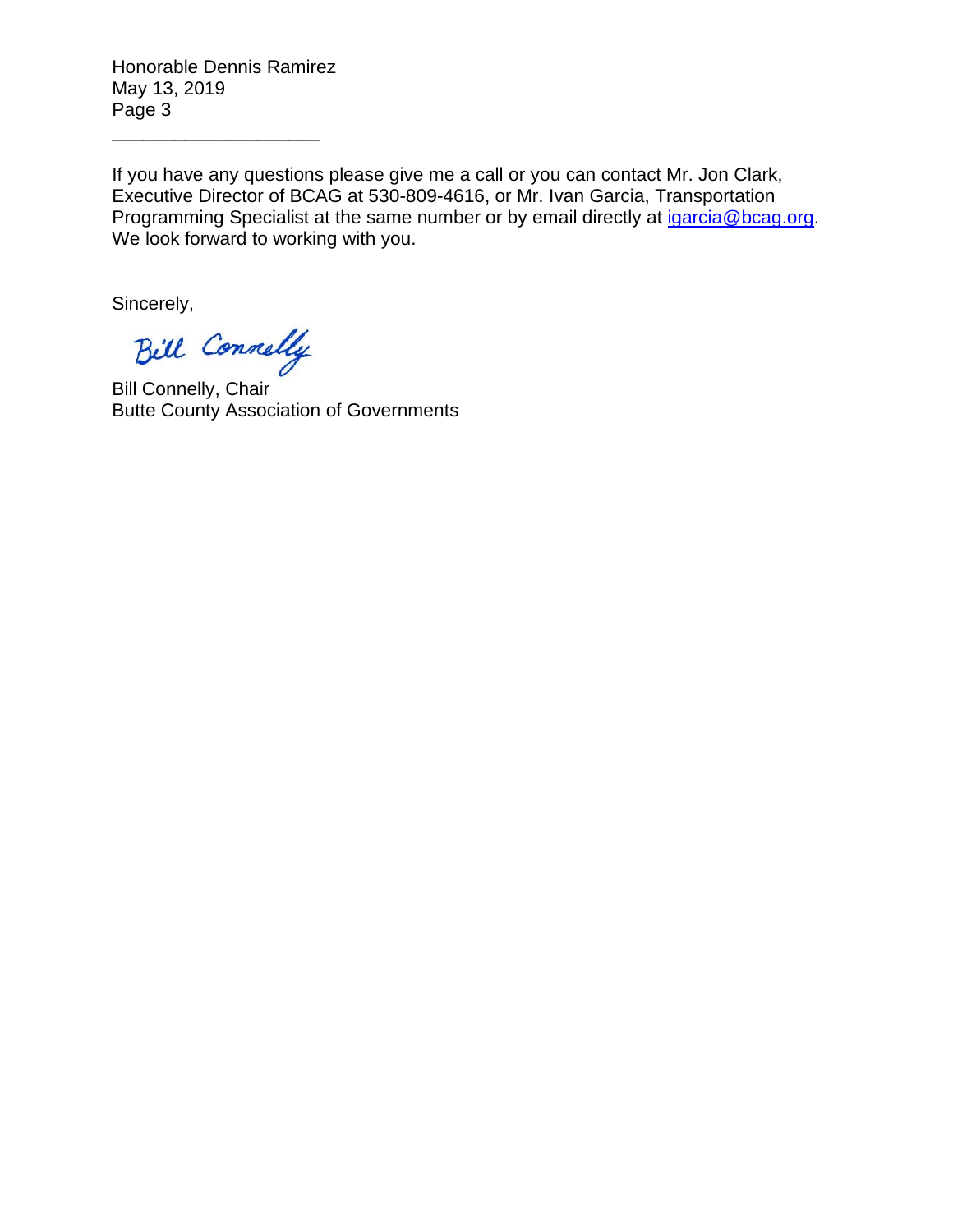If you have any questions please give me a call or you can contact Mr. Jon Clark, Executive Director of BCAG at 530-809-4616, or Mr. Ivan Garcia, Transportation Programming Specialist at the same number or by email directly at igarcia@bcag.org. We look forward to working with you.

Sincerely,

Bill Connelly

Bill Connelly, Chair
Butte County Association of Governments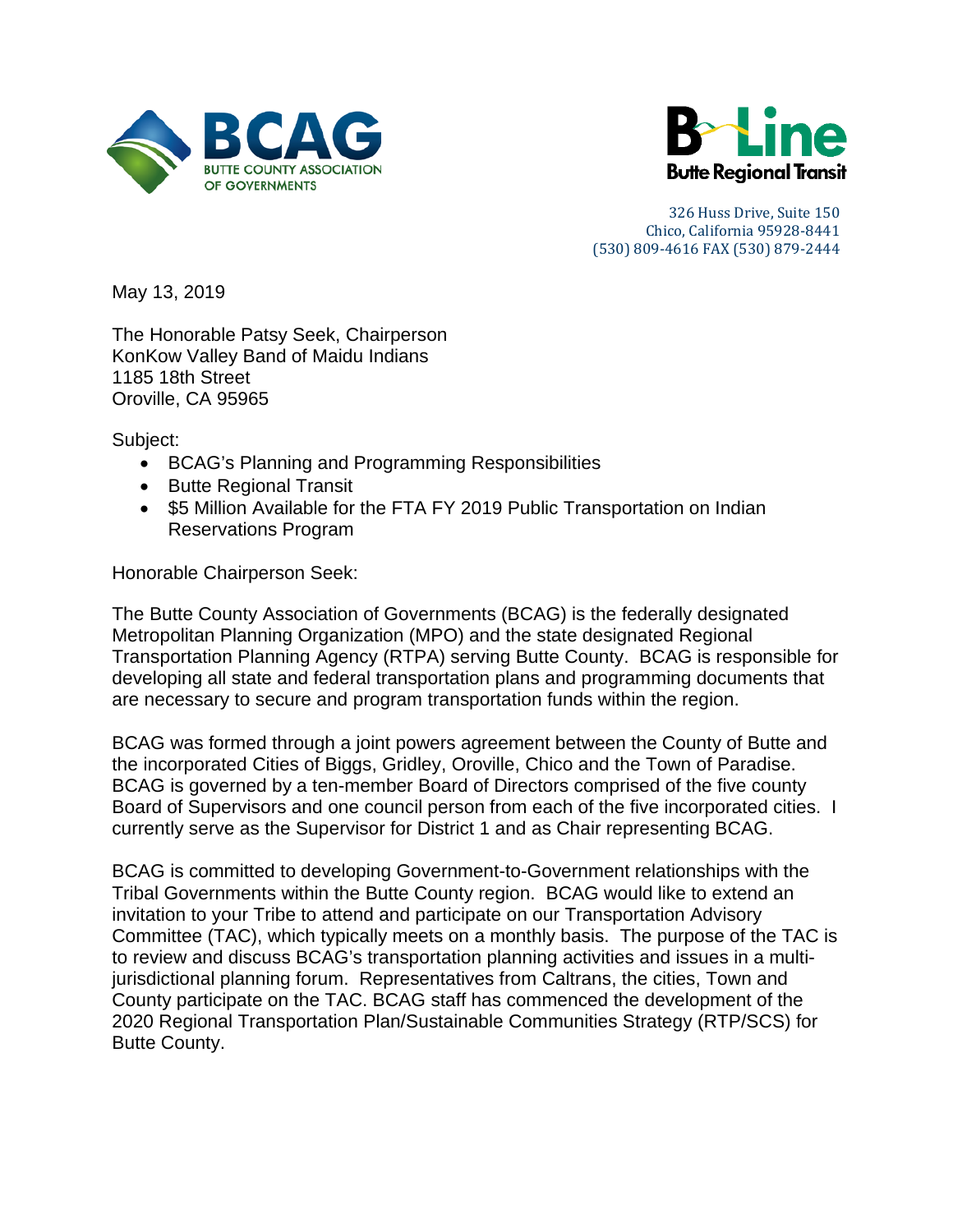BCAG
BUTTE COUNTY ASSOCIATION OF GOVERNMENTS

B-Line
Butte Regional Transit

326 Huss Drive, Suite 150
Chico, California 95928-8441
(530) 809-4616 FAX (530) 879-2444

May 13, 2019

The Honorable Patsy Seek, Chairperson
KonKow Valley Band of Maidu Indians
1185 18th Street
Oroville, CA 95965

Subject:

- BCAG's Planning and Programming Responsibilities
- Butte Regional Transit
- $5 Million Available for the FTA FY 2019 Public Transportation on Indian Reservations Program

Honorable Chairperson Seek:

The Butte County Association of Governments (BCAG) is the federally designated Metropolitan Planning Organization (MPO) and the state designated Regional Transportation Planning Agency (RTPA) serving Butte County. BCAG is responsible for developing all state and federal transportation plans and programming documents that are necessary to secure and program transportation funds within the region.

BCAG was formed through a joint powers agreement between the County of Butte and the incorporated Cities of Biggs, Gridley, Oroville, Chico and the Town of Paradise. BCAG is governed by a ten-member Board of Directors comprised of the five county Board of Supervisors and one council person from each of the five incorporated cities. I currently serve as the Supervisor for District 1 and as Chair representing BCAG.

BCAG is committed to developing Government-to-Government relationships with the Tribal Governments within the Butte County region. BCAG would like to extend an invitation to your Tribe to attend and participate on our Transportation Advisory Committee (TAC), which typically meets on a monthly basis. The purpose of the TAC is to review and discuss BCAG's transportation planning activities and issues in a multi-jurisdictional planning forum. Representatives from Caltrans, the cities, Town and County participate on the TAC. BCAG staff has commenced the development of the 2020 Regional Transportation Plan/Sustainable Communities Strategy (RTP/SCS) for Butte County.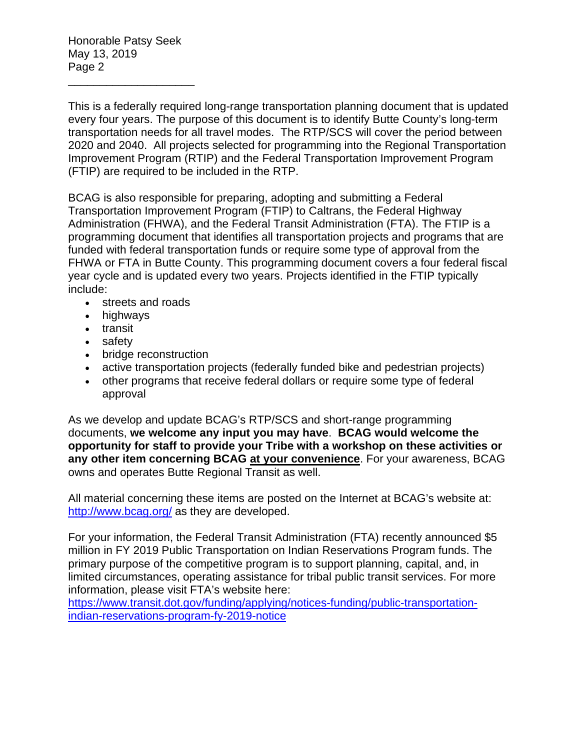This is a federally required long-range transportation planning document that is updated every four years. The purpose of this document is to identify Butte County's long-term transportation needs for all travel modes. The RTP/SCS will cover the period between 2020 and 2040. All projects selected for programming into the Regional Transportation Improvement Program (RTIP) and the Federal Transportation Improvement Program (FTIP) are required to be included in the RTP.

BCAG is also responsible for preparing, adopting and submitting a Federal Transportation Improvement Program (FTIP) to Caltrans, the Federal Highway Administration (FHWA), and the Federal Transit Administration (FTA). The FTIP is a programming document that identifies all transportation projects and programs that are funded with federal transportation funds or require some type of approval from the FHWA or FTA in Butte County. This programming document covers a four federal fiscal year cycle and is updated every two years. Projects identified in the FTIP typically include:

- streets and roads
- highways
- transit
- safety
- bridge reconstruction
- active transportation projects (federally funded bike and pedestrian projects)
- other programs that receive federal dollars or require some type of federal approval

As we develop and update BCAG's RTP/SCS and short-range programming documents, **we welcome any input you may have**. **BCAG would welcome the opportunity for staff to provide your Tribe with a workshop on these activities or any other item concerning BCAG <u>at your convenience</u>**. For your awareness, BCAG owns and operates Butte Regional Transit as well.

All material concerning these items are posted on the Internet at BCAG's website at: http://www.bcag.org/ as they are developed.

For your information, the Federal Transit Administration (FTA) recently announced $5 million in FY 2019 Public Transportation on Indian Reservations Program funds. The primary purpose of the competitive program is to support planning, capital, and, in limited circumstances, operating assistance for tribal public transit services. For more information, please visit FTA's website here: https://www.transit.dot.gov/funding/applying/notices-funding/public-transportation-indian-reservations-program-fy-2019-notice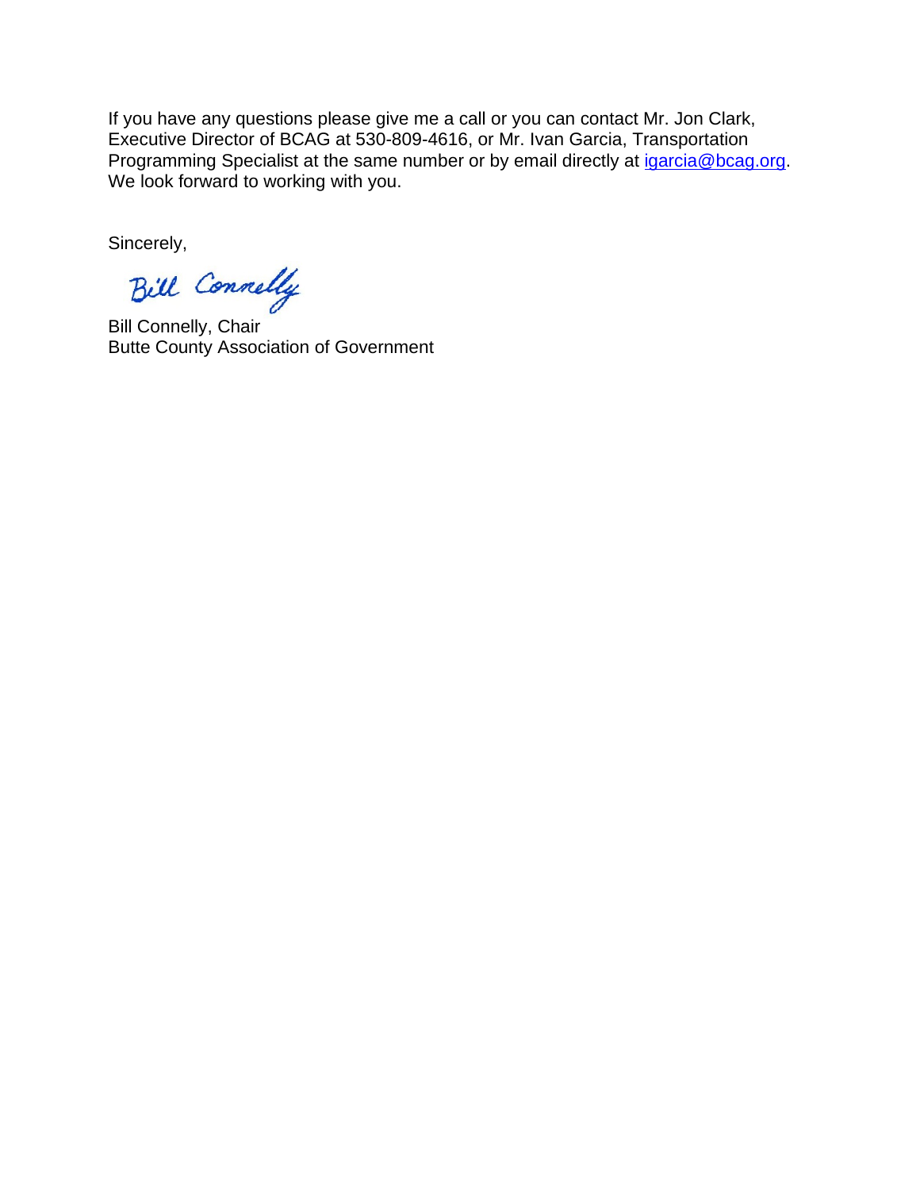If you have any questions please give me a call or you can contact Mr. Jon Clark, Executive Director of BCAG at 530-809-4616, or Mr. Ivan Garcia, Transportation Programming Specialist at the same number or by email directly at igarcia@bcag.org. We look forward to working with you.

Sincerely,

Bill Connelly

Bill Connelly, Chair
Butte County Association of Government